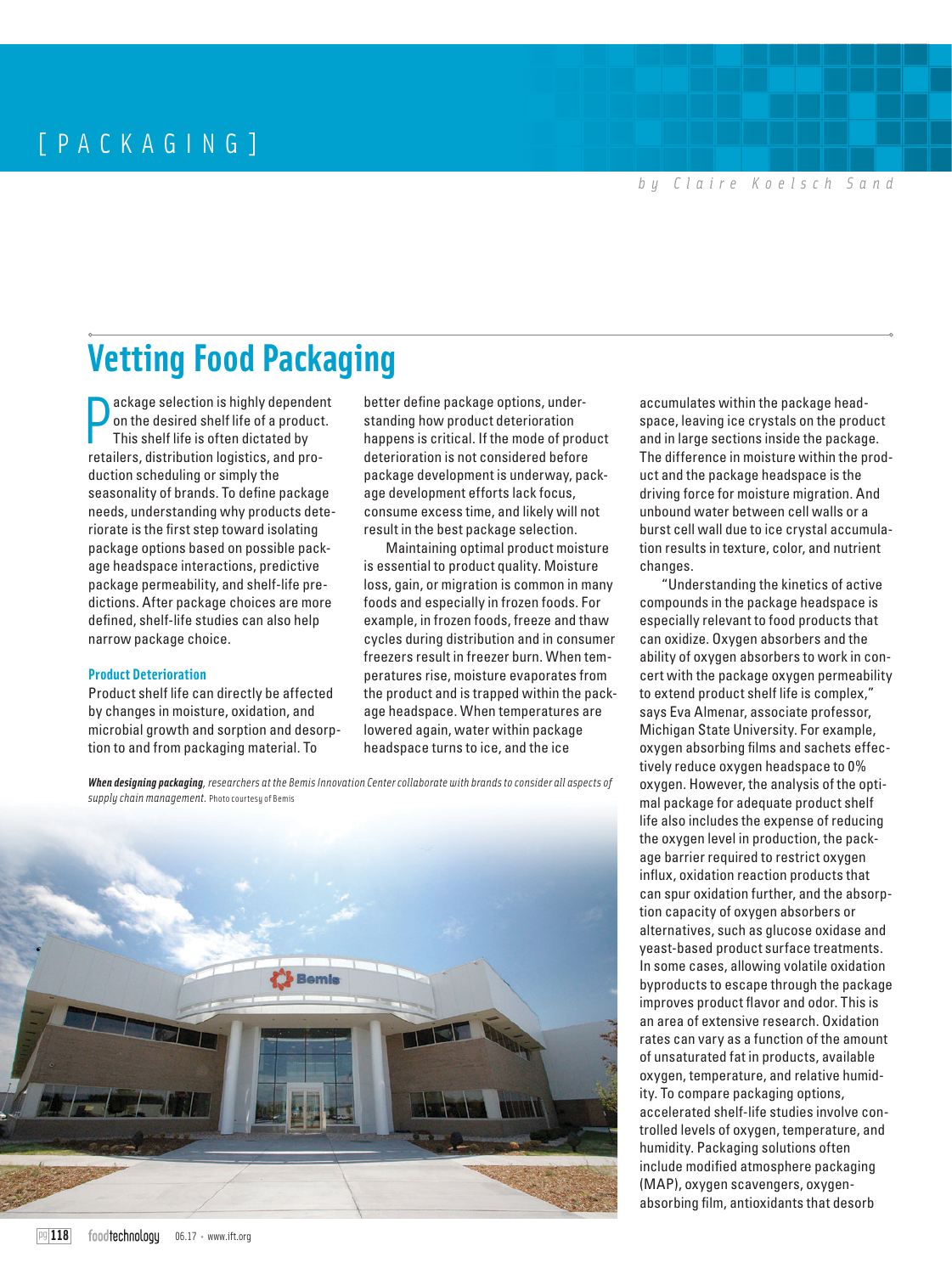[ PACKAGING ]

by Claire Koelsch Sand

# Vetting Food Packaging

Package selection is highly dependent on the desired shelf life of a product. This shelf life is often dictated by retailers, distribution logistics, and production scheduling or simply the seasonality of brands. To define package needs, understanding why products deteriorate is the first step toward isolating package options based on possible package headspace interactions, predictive package permeability, and shelf-life predictions. After package choices are more defined, shelf-life studies can also help narrow package choice.

## Product Deterioration

Product shelf life can directly be affected by changes in moisture, oxidation, and microbial growth and sorption and desorption to and from packaging material. To better define package options, understanding how product deterioration happens is critical. If the mode of product deterioration is not considered before package development is underway, package development efforts lack focus, consume excess time, and likely will not result in the best package selection.

Maintaining optimal product moisture is essential to product quality. Moisture loss, gain, or migration is common in many foods and especially in frozen foods. For example, in frozen foods, freeze and thaw cycles during distribution and in consumer freezers result in freezer burn. When temperatures rise, moisture evaporates from the product and is trapped within the package headspace. When temperatures are lowered again, water within package headspace turns to ice, and the ice accumulates within the package headspace, leaving ice crystals on the product and in large sections inside the package. The difference in moisture within the product and the package headspace is the driving force for moisture migration. And unbound water between cell walls or a burst cell wall due to ice crystal accumulation results in texture, color, and nutrient changes.

"Understanding the kinetics of active compounds in the package headspace is especially relevant to food products that can oxidize. Oxygen absorbers and the ability of oxygen absorbers to work in concert with the package oxygen permeability to extend product shelf life is complex," says Eva Almenar, associate professor, Michigan State University. For example, oxygen absorbing films and sachets effectively reduce oxygen headspace to 0% oxygen. However, the analysis of the optimal package for adequate product shelf life also includes the expense of reducing the oxygen level in production, the package barrier required to restrict oxygen influx, oxidation reaction products that can spur oxidation further, and the absorption capacity of oxygen absorbers or alternatives, such as glucose oxidase and yeast-based product surface treatments. In some cases, allowing volatile oxidation byproducts to escape through the package improves product flavor and odor. This is an area of extensive research. Oxidation rates can vary as a function of the amount of unsaturated fat in products, available oxygen, temperature, and relative humidity. To compare packaging options, accelerated shelf-life studies involve controlled levels of oxygen, temperature, and humidity. Packaging solutions often include modified atmosphere packaging (MAP), oxygen scavengers, oxygen-absorbing film, antioxidants that desorb

***When designing packaging**, researchers at the Bemis Innovation Center collaborate with brands to consider all aspects of supply chain management.* Photo courtesy of Bemis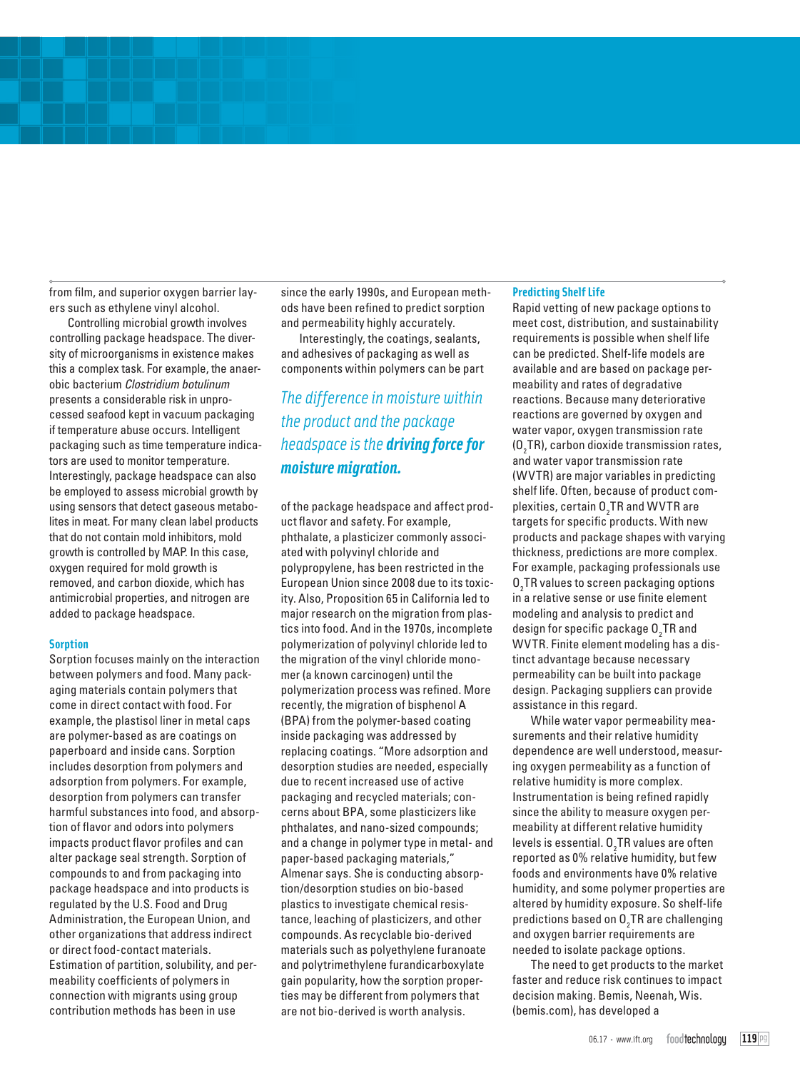from film, and superior oxygen barrier layers such as ethylene vinyl alcohol.

Controlling microbial growth involves controlling package headspace. The diversity of microorganisms in existence makes this a complex task. For example, the anaerobic bacterium *Clostridium botulinum* presents a considerable risk in unprocessed seafood kept in vacuum packaging if temperature abuse occurs. Intelligent packaging such as time temperature indicators are used to monitor temperature. Interestingly, package headspace can also be employed to assess microbial growth by using sensors that detect gaseous metabolites in meat. For many clean label products that do not contain mold inhibitors, mold growth is controlled by MAP. In this case, oxygen required for mold growth is removed, and carbon dioxide, which has antimicrobial properties, and nitrogen are added to package headspace.

### Sorption

Sorption focuses mainly on the interaction between polymers and food. Many packaging materials contain polymers that come in direct contact with food. For example, the plastisol liner in metal caps are polymer-based as are coatings on paperboard and inside cans. Sorption includes desorption from polymers and adsorption from polymers. For example, desorption from polymers can transfer harmful substances into food, and absorption of flavor and odors into polymers impacts product flavor profiles and can alter package seal strength. Sorption of compounds to and from packaging into package headspace and into products is regulated by the U.S. Food and Drug Administration, the European Union, and other organizations that address indirect or direct food-contact materials. Estimation of partition, solubility, and permeability coefficients of polymers in connection with migrants using group contribution methods has been in use since the early 1990s, and European methods have been refined to predict sorption and permeability highly accurately.

Interestingly, the coatings, sealants, and adhesives of packaging as well as components within polymers can be part of the package headspace and affect product flavor and safety. For example, phthalate, a plasticizer commonly associated with polyvinyl chloride and polypropylene, has been restricted in the European Union since 2008 due to its toxicity. Also, Proposition 65 in California led to major research on the migration from plastics into food. And in the 1970s, incomplete polymerization of polyvinyl chloride led to the migration of the vinyl chloride monomer (a known carcinogen) until the polymerization process was refined. More recently, the migration of bisphenol A (BPA) from the polymer-based coating inside packaging was addressed by replacing coatings. "More adsorption and desorption studies are needed, especially due to recent increased use of active packaging and recycled materials; concerns about BPA, some plasticizers like phthalates, and nano-sized compounds; and a change in polymer type in metal- and paper-based packaging materials," Almenar says. She is conducting absorption/desorption studies on bio-based plastics to investigate chemical resistance, leaching of plasticizers, and other compounds. As recyclable bio-derived materials such as polyethylene furanoate and polytrimethylene furandicarboxylate gain popularity, how the sorption properties may be different from polymers that are not bio-derived is worth analysis.

> *The difference in moisture within the product and the package headspace is the* ***driving force for moisture migration.***

### Predicting Shelf Life

Rapid vetting of new package options to meet cost, distribution, and sustainability requirements is possible when shelf life can be predicted. Shelf-life models are available and are based on package permeability and rates of degradative reactions. Because many deteriorative reactions are governed by oxygen and water vapor, oxygen transmission rate ($O_2$TR), carbon dioxide transmission rates, and water vapor transmission rate (WVTR) are major variables in predicting shelf life. Often, because of product complexities, certain $O_2$TR and WVTR are targets for specific products. With new products and package shapes with varying thickness, predictions are more complex. For example, packaging professionals use $O_2$TR values to screen packaging options in a relative sense or use finite element modeling and analysis to predict and design for specific package $O_2$TR and WVTR. Finite element modeling has a distinct advantage because necessary permeability can be built into package design. Packaging suppliers can provide assistance in this regard.

While water vapor permeability measurements and their relative humidity dependence are well understood, measuring oxygen permeability as a function of relative humidity is more complex. Instrumentation is being refined rapidly since the ability to measure oxygen permeability at different relative humidity levels is essential. $O_2$TR values are often reported as 0% relative humidity, but few foods and environments have 0% relative humidity, and some polymer properties are altered by humidity exposure. So shelf-life predictions based on $O_2$TR are challenging and oxygen barrier requirements are needed to isolate package options.

The need to get products to the market faster and reduce risk continues to impact decision making. Bemis, Neenah, Wis. (bemis.com), has developed a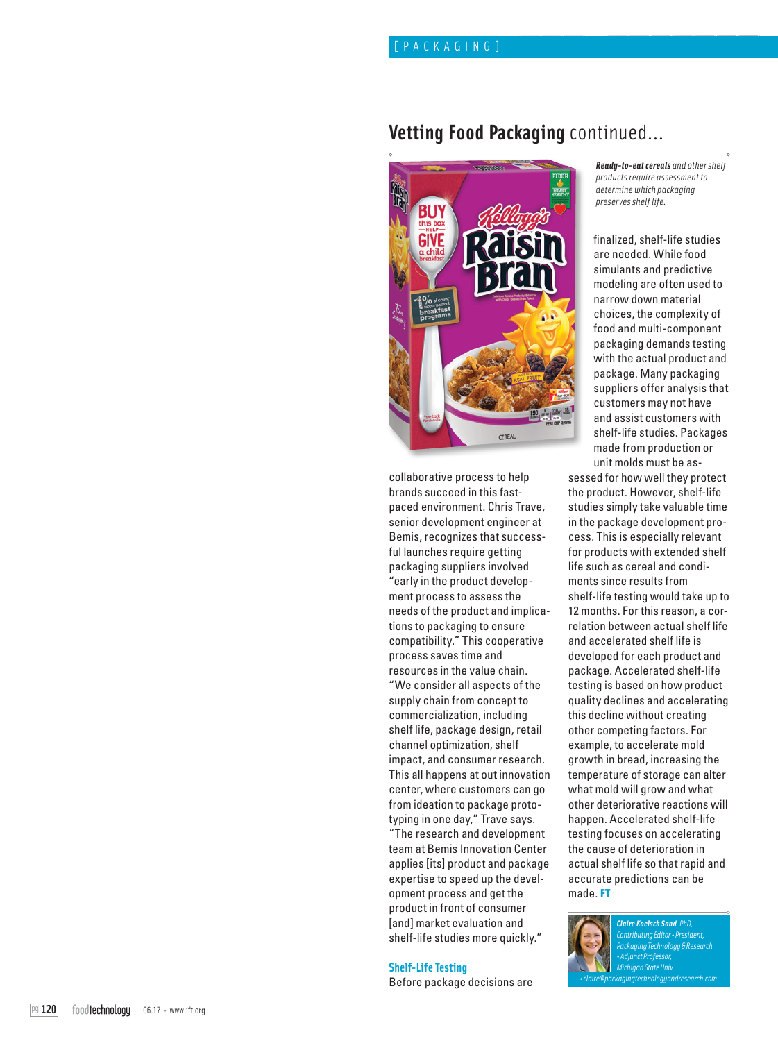## Vetting Food Packaging continued...

***Ready-to-eat cereals*** *and other shelf products require assessment to determine which packaging preserves shelf life.*

collaborative process to help brands succeed in this fast-paced environment. Chris Trave, senior development engineer at Bemis, recognizes that successful launches require getting packaging suppliers involved "early in the product development process to assess the needs of the product and implications to packaging to ensure compatibility." This cooperative process saves time and resources in the value chain. "We consider all aspects of the supply chain from concept to commercialization, including shelf life, package design, retail channel optimization, shelf impact, and consumer research. This all happens at out innovation center, where customers can go from ideation to package prototyping in one day," Trave says. "The research and development team at Bemis Innovation Center applies [its] product and package expertise to speed up the development process and get the product in front of consumer [and] market evaluation and shelf-life studies more quickly."

### Shelf-Life Testing

Before package decisions are finalized, shelf-life studies are needed. While food simulants and predictive modeling are often used to narrow down material choices, the complexity of food and multi-component packaging demands testing with the actual product and package. Many packaging suppliers offer analysis that customers may not have and assist customers with shelf-life studies. Packages made from production or unit molds must be assessed for how well they protect the product. However, shelf-life studies simply take valuable time in the package development process. This is especially relevant for products with extended shelf life such as cereal and condiments since results from shelf-life testing would take up to 12 months. For this reason, a correlation between actual shelf life and accelerated shelf life is developed for each product and package. Accelerated shelf-life testing is based on how product quality declines and accelerating this decline without creating other competing factors. For example, to accelerate mold growth in bread, increasing the temperature of storage can alter what mold will grow and what other deteriorative reactions will happen. Accelerated shelf-life testing focuses on accelerating the cause of deterioration in actual shelf life so that rapid and accurate predictions can be made. **FT**

***Claire Koelsch Sand****, PhD, Contributing Editor • President, Packaging Technology & Research • Adjunct Professor, Michigan State Univ.* • *claire@packagingtechnologyandresearch.com*